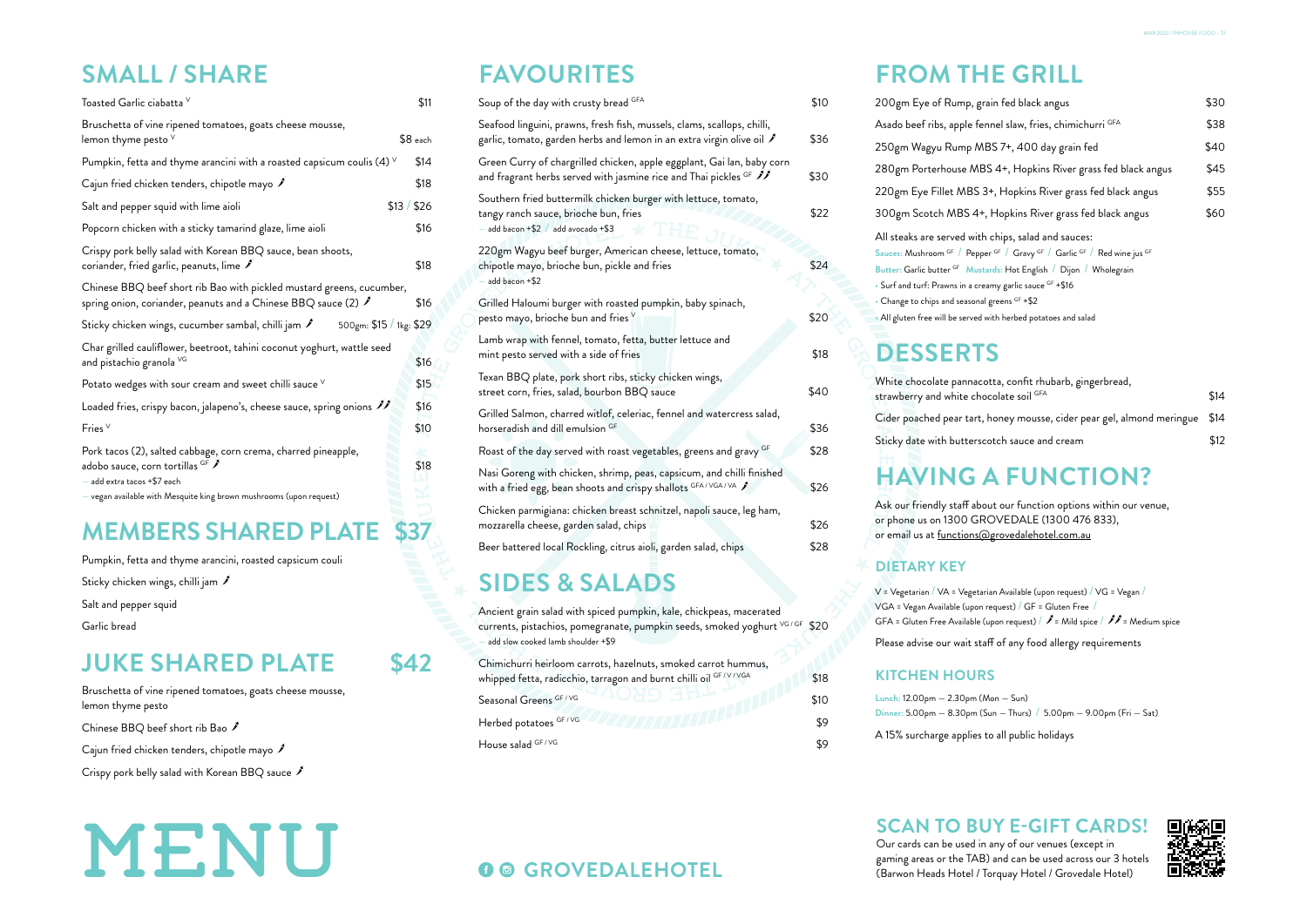# MENU

## SMALL / SHARE

| Item | Price |
|---|---|
| Toasted Garlic ciabatta V | $11 |
| Bruschetta of vine ripened tomatoes, goats cheese mousse, lemon thyme pesto V | $8 each |
| Pumpkin, fetta and thyme arancini with a roasted capsicum coulis (4) V | $14 |
| Cajun fried chicken tenders, chipotle mayo 🌶 | $18 |
| Salt and pepper squid with lime aioli | $13 / $26 |
| Popcorn chicken with a sticky tamarind glaze, lime aioli | $16 |
| Crispy pork belly salad with Korean BBQ sauce, bean shoots, coriander, fried garlic, peanuts, lime 🌶 | $18 |
| Chinese BBQ beef short rib Bao with pickled mustard greens, cucumber, spring onion, coriander, peanuts and a Chinese BBQ sauce (2) 🌶 | $16 |
| Sticky chicken wings, cucumber sambal, chilli jam 🌶 | 500gm: $15 / 1kg: $29 |
| Char grilled cauliflower, beetroot, tahini coconut yoghurt, wattle seed and pistachio granola VG | $16 |
| Potato wedges with sour cream and sweet chilli sauce V | $15 |
| Loaded fries, crispy bacon, jalapeno's, cheese sauce, spring onions 🌶🌶 | $16 |
| Fries V | $10 |
| Pork tacos (2), salted cabbage, corn crema, charred pineapple, adobo sauce, corn tortillas GF 🌶 — add extra tacos +$7 each — vegan available with Mesquite king brown mushrooms (upon request) | $18 |

## MEMBERS SHARED PLATE $37

- Pumpkin, fetta and thyme arancini, roasted capsicum couli
- Sticky chicken wings, chilli jam 🌶
- Salt and pepper squid
- Garlic bread

## JUKE SHARED PLATE $42

- Bruschetta of vine ripened tomatoes, goats cheese mousse, lemon thyme pesto
- Chinese BBQ beef short rib Bao 🌶
- Cajun fried chicken tenders, chipotle mayo 🌶
- Crispy pork belly salad with Korean BBQ sauce 🌶

## FAVOURITES

| Item | Price |
|---|---|
| Soup of the day with crusty bread GFA | $10 |
| Seafood linguini, prawns, fresh fish, mussels, clams, scallops, chilli, garlic, tomato, garden herbs and lemon in an extra virgin olive oil 🌶 | $36 |
| Green Curry of chargrilled chicken, apple eggplant, Gai lan, baby corn and fragrant herbs served with jasmine rice and Thai pickles GF 🌶🌶 | $30 |
| Southern fried buttermilk chicken burger with lettuce, tomato, tangy ranch sauce, brioche bun, fries — add bacon +$2 / add avocado +$3 | $22 |
| 220gm Wagyu beef burger, American cheese, lettuce, tomato, chipotle mayo, brioche bun, pickle and fries — add bacon +$2 | $24 |
| Grilled Haloumi burger with roasted pumpkin, baby spinach, pesto mayo, brioche bun and fries V | $20 |
| Lamb wrap with fennel, tomato, fetta, butter lettuce and mint pesto served with a side of fries | $18 |
| Texan BBQ plate, pork short ribs, sticky chicken wings, street corn, fries, salad, bourbon BBQ sauce | $40 |
| Grilled Salmon, charred witlof, celeriac, fennel and watercress salad, horseradish and dill emulsion GF | $36 |
| Roast of the day served with roast vegetables, greens and gravy GF | $28 |
| Nasi Goreng with chicken, shrimp, peas, capsicum, and chilli finished with a fried egg, bean shoots and crispy shallots GFA / VGA / VA 🌶 | $26 |
| Chicken parmigiana: chicken breast schnitzel, napoli sauce, leg ham, mozzarella cheese, garden salad, chips | $26 |
| Beer battered local Rockling, citrus aioli, garden salad, chips | $28 |

## SIDES & SALADS

| Item | Price |
|---|---|
| Ancient grain salad with spiced pumpkin, kale, chickpeas, macerated currents, pistachios, pomegranate, pumpkin seeds, smoked yoghurt VG / GF — add slow cooked lamb shoulder +$9 | $20 |
| Chimichurri heirloom carrots, hazelnuts, smoked carrot hummus, whipped fetta, radicchio, tarragon and burnt chilli oil GF / V / VGA | $18 |
| Seasonal Greens GF / VG | $10 |
| Herbed potatoes GF / VG | $9 |
| House salad GF / VG | $9 |

## FROM THE GRILL

| Item | Price |
|---|---|
| 200gm Eye of Rump, grain fed black angus | $30 |
| Asado beef ribs, apple fennel slaw, fries, chimichurri GFA | $38 |
| 250gm Wagyu Rump MBS 7+, 400 day grain fed | $40 |
| 280gm Porterhouse MBS 4+, Hopkins River grass fed black angus | $45 |
| 220gm Eye Fillet MBS 3+, Hopkins River grass fed black angus | $55 |
| 300gm Scotch MBS 4+, Hopkins River grass fed black angus | $60 |

All steaks are served with chips, salad and sauces:

**Sauces:** Mushroom GF / Pepper GF / Gravy GF / Garlic GF / Red wine jus GF
**Butter:** Garlic butter GF **Mustards:** Hot English / Dijon / Wholegrain

- Surf and turf: Prawns in a creamy garlic sauce GF +$16
- Change to chips and seasonal greens GF +$2
- All gluten free will be served with herbed potatoes and salad

## DESSERTS

| Item | Price |
|---|---|
| White chocolate pannacotta, confit rhubarb, gingerbread, strawberry and white chocolate soil GFA | $14 |
| Cider poached pear tart, honey mousse, cider pear gel, almond meringue | $14 |
| Sticky date with butterscotch sauce and cream | $12 |

## HAVING A FUNCTION?

Ask our friendly staff about our function options within our venue, or phone us on 1300 GROVEDALE (1300 476 833), or email us at functions@grovedalehotel.com.au

### DIETARY KEY

V = Vegetarian / VA = Vegetarian Available (upon request) / VG = Vegan / VGA = Vegan Available (upon request) / GF = Gluten Free / GFA = Gluten Free Available (upon request) / 🌶 = Mild spice / 🌶🌶 = Medium spice

Please advise our wait staff of any food allergy requirements

### KITCHEN HOURS

**Lunch:** 12.00pm – 2.30pm (Mon – Sun)
**Dinner:** 5.00pm – 8.30pm (Sun – Thurs) / 5.00pm – 9.00pm (Fri – Sat)

A 15% surcharge applies to all public holidays

## SCAN TO BUY E-GIFT CARDS!

Our cards can be used in any of our venues (except in gaming areas or the TAB) and can be used across our 3 hotels (Barwon Heads Hotel / Torquay Hotel / Grovedale Hotel)

GROVEDALEHOTEL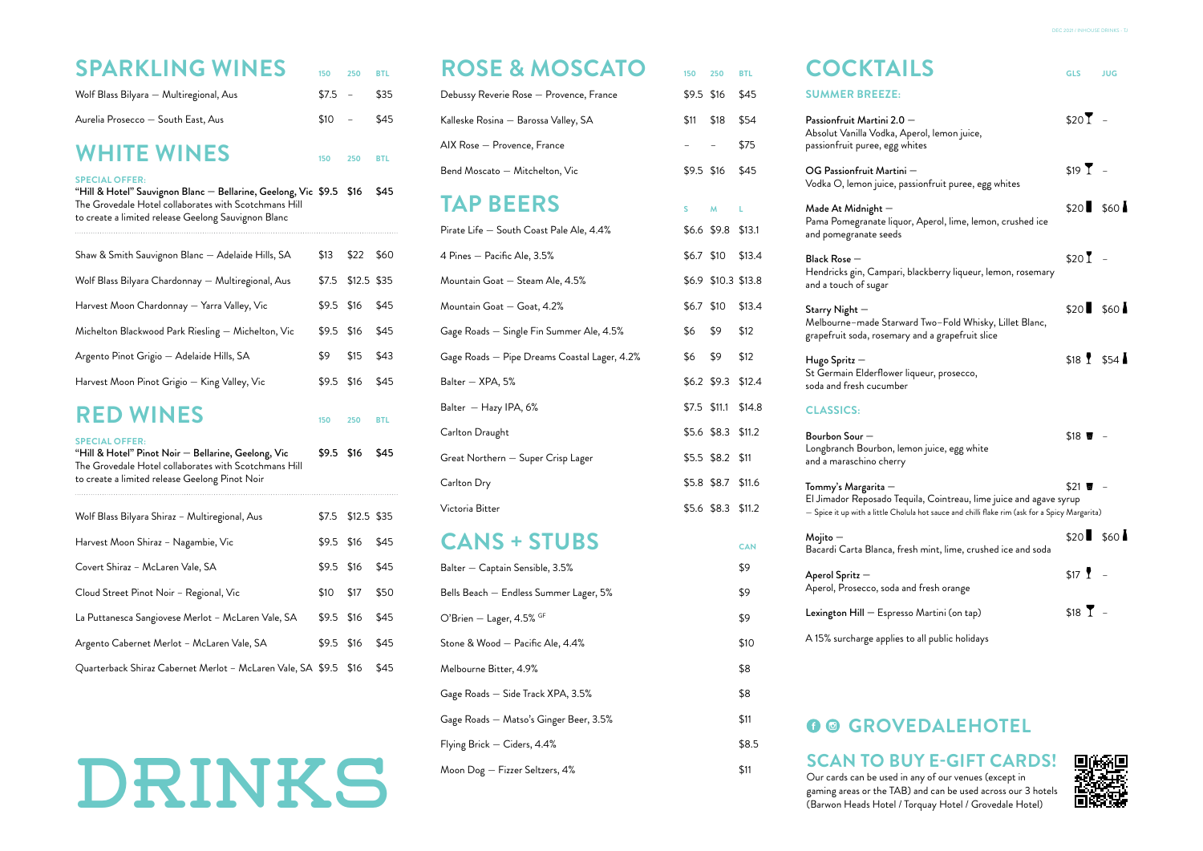# SPARKLING WINES

| | 150 | 250 | BTL |
|---|---|---|---|
| Wolf Blass Bilyara – Multiregional, Aus | $7.5 | – | $35 |
| Aurelia Prosecco – South East, Aus | $10 | – | $45 |

# WHITE WINES

| | 150 | 250 | BTL |
|---|---|---|---|
| **SPECIAL OFFER:** **"Hill & Hotel" Sauvignon Blanc – Bellarine, Geelong, Vic** The Grovedale Hotel collaborates with Scotchmans Hill to create a limited release Geelong Sauvignon Blanc | **$9.5** | **$16** | **$45** |
| Shaw & Smith Sauvignon Blanc – Adelaide Hills, SA | $13 | $22 | $60 |
| Wolf Blass Bilyara Chardonnay – Multiregional, Aus | $7.5 | $12.5 | $35 |
| Harvest Moon Chardonnay – Yarra Valley, Vic | $9.5 | $16 | $45 |
| Michelton Blackwood Park Riesling – Michelton, Vic | $9.5 | $16 | $45 |
| Argento Pinot Grigio – Adelaide Hills, SA | $9 | $15 | $43 |
| Harvest Moon Pinot Grigio – King Valley, Vic | $9.5 | $16 | $45 |

# RED WINES

| | 150 | 250 | BTL |
|---|---|---|---|
| **SPECIAL OFFER:** **"Hill & Hotel" Pinot Noir – Bellarine, Geelong, Vic** The Grovedale Hotel collaborates with Scotchmans Hill to create a limited release Geelong Pinot Noir | **$9.5** | **$16** | **$45** |
| Wolf Blass Bilyara Shiraz – Multiregional, Aus | $7.5 | $12.5 | $35 |
| Harvest Moon Shiraz – Nagambie, Vic | $9.5 | $16 | $45 |
| Covert Shiraz – McLaren Vale, SA | $9.5 | $16 | $45 |
| Cloud Street Pinot Noir – Regional, Vic | $10 | $17 | $50 |
| La Puttanesca Sangiovese Merlot – McLaren Vale, SA | $9.5 | $16 | $45 |
| Argento Cabernet Merlot – McLaren Vale, SA | $9.5 | $16 | $45 |
| Quarterback Shiraz Cabernet Merlot – McLaren Vale, SA | $9.5 | $16 | $45 |

# DRINKS

# ROSE & MOSCATO

| | 150 | 250 | BTL |
|---|---|---|---|
| Debussy Reverie Rose – Provence, France | $9.5 | $16 | $45 |
| Kalleske Rosina – Barossa Valley, SA | $11 | $18 | $54 |
| AIX Rose – Provence, France | – | – | $75 |
| Bend Moscato – Mitchelton, Vic | $9.5 | $16 | $45 |

# TAP BEERS

| | S | M | L |
|---|---|---|---|
| Pirate Life – South Coast Pale Ale, 4.4% | $6.6 | $9.8 | $13.1 |
| 4 Pines – Pacific Ale, 3.5% | $6.7 | $10 | $13.4 |
| Mountain Goat – Steam Ale, 4.5% | $6.9 | $10.3 | $13.8 |
| Mountain Goat – Goat, 4.2% | $6.7 | $10 | $13.4 |
| Gage Roads – Single Fin Summer Ale, 4.5% | $6 | $9 | $12 |
| Gage Roads – Pipe Dreams Coastal Lager, 4.2% | $6 | $9 | $12 |
| Balter – XPA, 5% | $6.2 | $9.3 | $12.4 |
| Balter – Hazy IPA, 6% | $7.5 | $11.1 | $14.8 |
| Carlton Draught | $5.6 | $8.3 | $11.2 |
| Great Northern – Super Crisp Lager | $5.5 | $8.2 | $11 |
| Carlton Dry | $5.8 | $8.7 | $11.6 |
| Victoria Bitter | $5.6 | $8.3 | $11.2 |

# CANS + STUBS

| | CAN |
|---|---|
| Balter – Captain Sensible, 3.5% | $9 |
| Bells Beach – Endless Summer Lager, 5% | $9 |
| O'Brien – Lager, 4.5% GF | $9 |
| Stone & Wood – Pacific Ale, 4.4% | $10 |
| Melbourne Bitter, 4.9% | $8 |
| Gage Roads – Side Track XPA, 3.5% | $8 |
| Gage Roads – Matso's Ginger Beer, 3.5% | $11 |
| Flying Brick – Ciders, 4.4% | $8.5 |
| Moon Dog – Fizzer Seltzers, 4% | $11 |

# COCKTAILS

### SUMMER BREEZE:

| | GLS | JUG |
|---|---|---|
| **Passionfruit Martini 2.0** – Absolut Vanilla Vodka, Aperol, lemon juice, passionfruit puree, egg whites | $20 | – |
| **OG Passionfruit Martini** – Vodka O, lemon juice, passionfruit puree, egg whites | $19 | – |
| **Made At Midnight** – Pama Pomegranate liquor, Aperol, lime, lemon, crushed ice and pomegranate seeds | $20 | $60 |
| **Black Rose** – Hendricks gin, Campari, blackberry liqueur, lemon, rosemary and a touch of sugar | $20 | – |
| **Starry Night** – Melbourne–made Starward Two–Fold Whisky, Lillet Blanc, grapefruit soda, rosemary and a grapefruit slice | $20 | $60 |
| **Hugo Spritz** – St Germain Elderflower liqueur, prosecco, soda and fresh cucumber | $18 | $54 |

### CLASSICS:

| | GLS | JUG |
|---|---|---|
| **Bourbon Sour** – Longbranch Bourbon, lemon juice, egg white and a maraschino cherry | $18 | – |
| **Tommy's Margarita** – El Jimador Reposado Tequila, Cointreau, lime juice and agave syrup – Spice it up with a little Cholula hot sauce and chilli flake rim (ask for a Spicy Margarita) | $21 | – |
| **Mojito** – Bacardi Carta Blanca, fresh mint, lime, crushed ice and soda | $20 | $60 |
| **Aperol Spritz** – Aperol, Prosecco, soda and fresh orange | $17 | – |
| **Lexington Hill** – Espresso Martini (on tap) | $18 | – |

A 15% surcharge applies to all public holidays

## GROVEDALEHOTEL

## SCAN TO BUY E-GIFT CARDS!

Our cards can be used in any of our venues (except in gaming areas or the TAB) and can be used across our 3 hotels (Barwon Heads Hotel / Torquay Hotel / Grovedale Hotel)